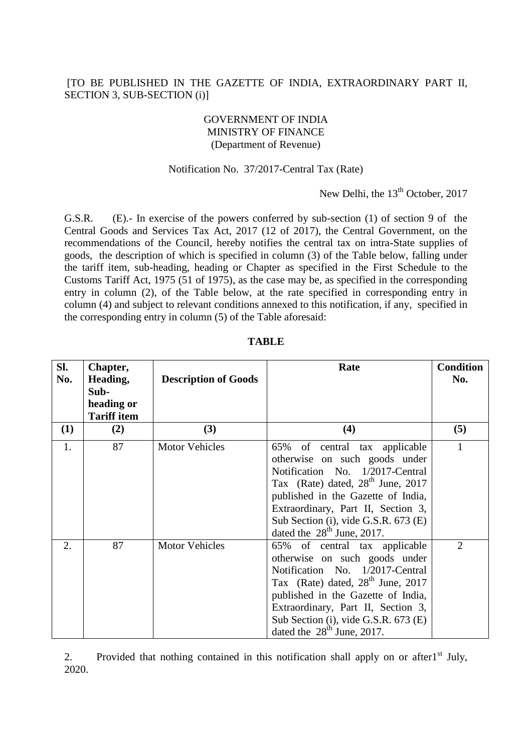[TO BE PUBLISHED IN THE GAZETTE OF INDIA, EXTRAORDINARY PART II, SECTION 3, SUB-SECTION (i)]

GOVERNMENT OF INDIA
MINISTRY OF FINANCE
(Department of Revenue)

Notification No. 37/2017-Central Tax (Rate)

New Delhi, the 13th October, 2017

G.S.R. (E).- In exercise of the powers conferred by sub-section (1) of section 9 of the Central Goods and Services Tax Act, 2017 (12 of 2017), the Central Government, on the recommendations of the Council, hereby notifies the central tax on intra-State supplies of goods, the description of which is specified in column (3) of the Table below, falling under the tariff item, sub-heading, heading or Chapter as specified in the First Schedule to the Customs Tariff Act, 1975 (51 of 1975), as the case may be, as specified in the corresponding entry in column (2), of the Table below, at the rate specified in corresponding entry in column (4) and subject to relevant conditions annexed to this notification, if any, specified in the corresponding entry in column (5) of the Table aforesaid:

**TABLE**

| Sl. No. | Chapter, Heading, Sub-heading or Tariff item | Description of Goods | Rate | Condition No. |
|---|---|---|---|---|
| (1) | (2) | (3) | (4) | (5) |
| 1. | 87 | Motor Vehicles | 65% of central tax applicable otherwise on such goods under Notification No. 1/2017-Central Tax (Rate) dated, 28th June, 2017 published in the Gazette of India, Extraordinary, Part II, Section 3, Sub Section (i), vide G.S.R. 673 (E) dated the 28th June, 2017. | 1 |
| 2. | 87 | Motor Vehicles | 65% of central tax applicable otherwise on such goods under Notification No. 1/2017-Central Tax (Rate) dated, 28th June, 2017 published in the Gazette of India, Extraordinary, Part II, Section 3, Sub Section (i), vide G.S.R. 673 (E) dated the 28th June, 2017. | 2 |

2. Provided that nothing contained in this notification shall apply on or after1st July, 2020.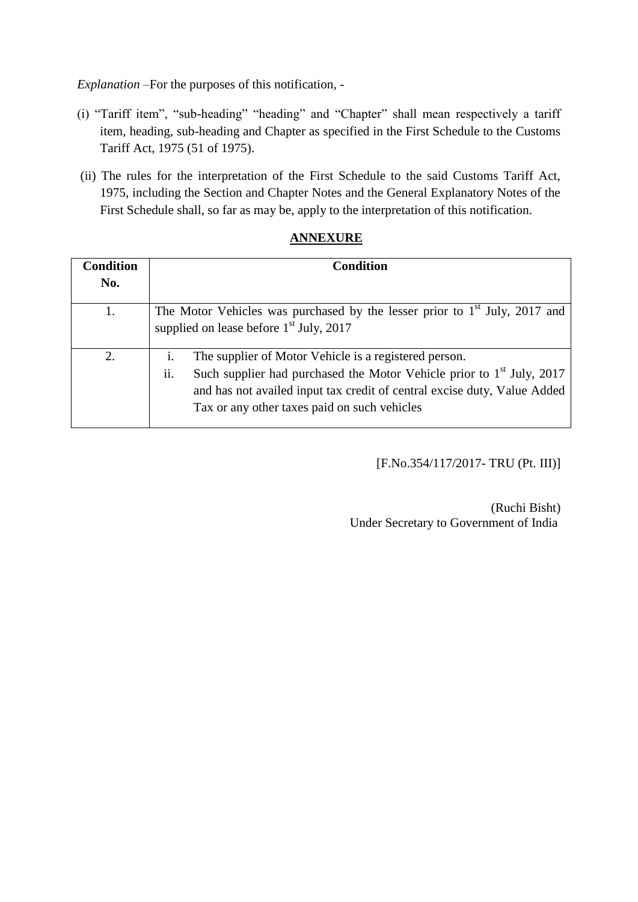*Explanation* –For the purposes of this notification, -

(i) "Tariff item", "sub-heading" "heading" and "Chapter" shall mean respectively a tariff item, heading, sub-heading and Chapter as specified in the First Schedule to the Customs Tariff Act, 1975 (51 of 1975).

(ii) The rules for the interpretation of the First Schedule to the said Customs Tariff Act, 1975, including the Section and Chapter Notes and the General Explanatory Notes of the First Schedule shall, so far as may be, apply to the interpretation of this notification.

**ANNEXURE**

| **Condition No.** | **Condition** |
|---|---|
| 1. | The Motor Vehicles was purchased by the lesser prior to 1st July, 2017 and supplied on lease before 1st July, 2017 |
| 2. | i. The supplier of Motor Vehicle is a registered person.<br>ii. Such supplier had purchased the Motor Vehicle prior to 1st July, 2017 and has not availed input tax credit of central excise duty, Value Added Tax or any other taxes paid on such vehicles |

[F.No.354/117/2017- TRU (Pt. III)]

(Ruchi Bisht)
Under Secretary to Government of India